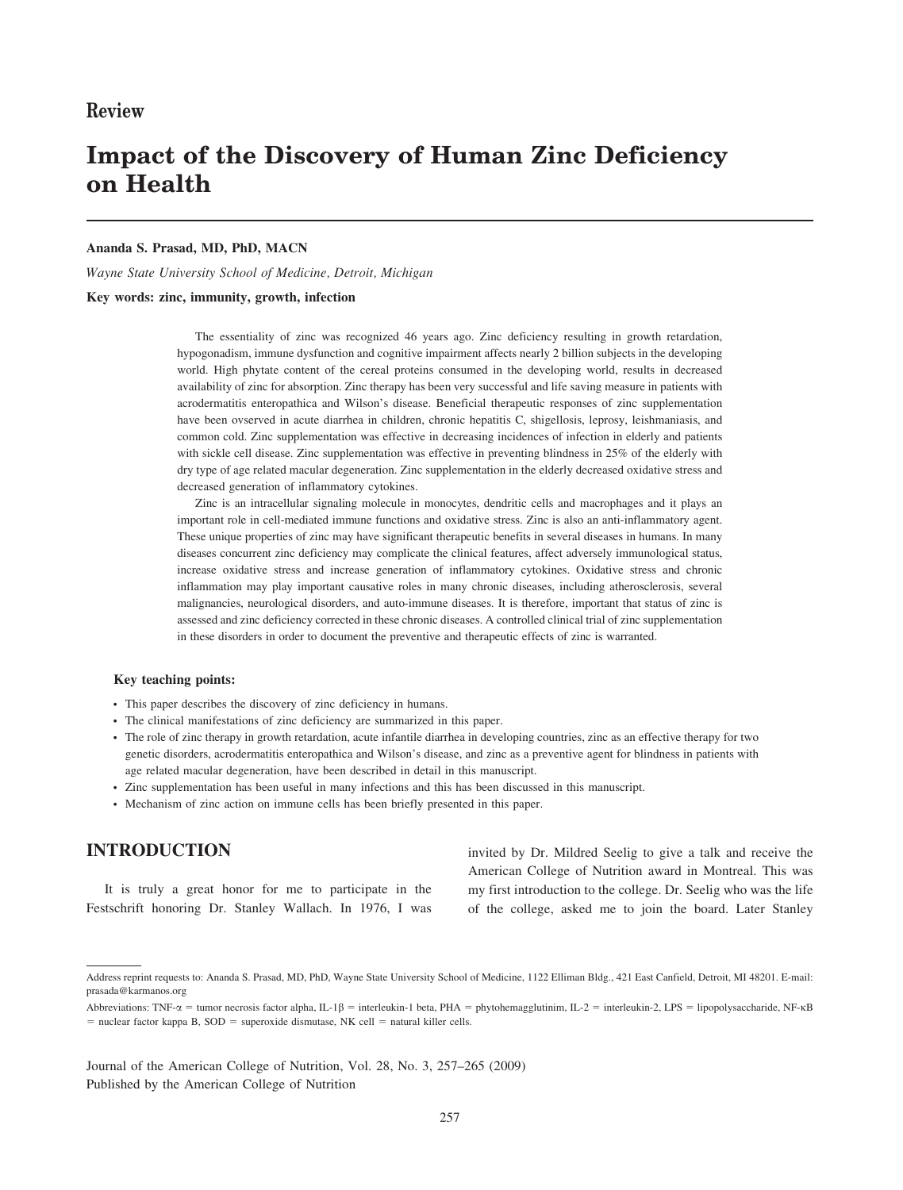**Review**

# Impact of the Discovery of Human Zinc Deficiency on Health

**Ananda S. Prasad, MD, PhD, MACN**

*Wayne State University School of Medicine, Detroit, Michigan*

**Key words: zinc, immunity, growth, infection**

The essentiality of zinc was recognized 46 years ago. Zinc deficiency resulting in growth retardation, hypogonadism, immune dysfunction and cognitive impairment affects nearly 2 billion subjects in the developing world. High phytate content of the cereal proteins consumed in the developing world, results in decreased availability of zinc for absorption. Zinc therapy has been very successful and life saving measure in patients with acrodermatitis enteropathica and Wilson's disease. Beneficial therapeutic responses of zinc supplementation have been ovserved in acute diarrhea in children, chronic hepatitis C, shigellosis, leprosy, leishmaniasis, and common cold. Zinc supplementation was effective in decreasing incidences of infection in elderly and patients with sickle cell disease. Zinc supplementation was effective in preventing blindness in 25% of the elderly with dry type of age related macular degeneration. Zinc supplementation in the elderly decreased oxidative stress and decreased generation of inflammatory cytokines.

Zinc is an intracellular signaling molecule in monocytes, dendritic cells and macrophages and it plays an important role in cell-mediated immune functions and oxidative stress. Zinc is also an anti-inflammatory agent. These unique properties of zinc may have significant therapeutic benefits in several diseases in humans. In many diseases concurrent zinc deficiency may complicate the clinical features, affect adversely immunological status, increase oxidative stress and increase generation of inflammatory cytokines. Oxidative stress and chronic inflammation may play important causative roles in many chronic diseases, including atherosclerosis, several malignancies, neurological disorders, and auto-immune diseases. It is therefore, important that status of zinc is assessed and zinc deficiency corrected in these chronic diseases. A controlled clinical trial of zinc supplementation in these disorders in order to document the preventive and therapeutic effects of zinc is warranted.

**Key teaching points:**

- This paper describes the discovery of zinc deficiency in humans.
- The clinical manifestations of zinc deficiency are summarized in this paper.
- The role of zinc therapy in growth retardation, acute infantile diarrhea in developing countries, zinc as an effective therapy for two genetic disorders, acrodermatitis enteropathica and Wilson's disease, and zinc as a preventive agent for blindness in patients with age related macular degeneration, have been described in detail in this manuscript.
- Zinc supplementation has been useful in many infections and this has been discussed in this manuscript.
- Mechanism of zinc action on immune cells has been briefly presented in this paper.

## INTRODUCTION

It is truly a great honor for me to participate in the Festschrift honoring Dr. Stanley Wallach. In 1976, I was invited by Dr. Mildred Seelig to give a talk and receive the American College of Nutrition award in Montreal. This was my first introduction to the college. Dr. Seelig who was the life of the college, asked me to join the board. Later Stanley

---

Address reprint requests to: Ananda S. Prasad, MD, PhD, Wayne State University School of Medicine, 1122 Elliman Bldg., 421 East Canfield, Detroit, MI 48201. E-mail: prasada@karmanos.org

Abbreviations: TNF-α = tumor necrosis factor alpha, IL-1β = interleukin-1 beta, PHA = phytohemagglutinim, IL-2 = interleukin-2, LPS = lipopolysaccharide, NF-κB = nuclear factor kappa B, SOD = superoxide dismutase, NK cell = natural killer cells.

Journal of the American College of Nutrition, Vol. 28, No. 3, 257–265 (2009)
Published by the American College of Nutrition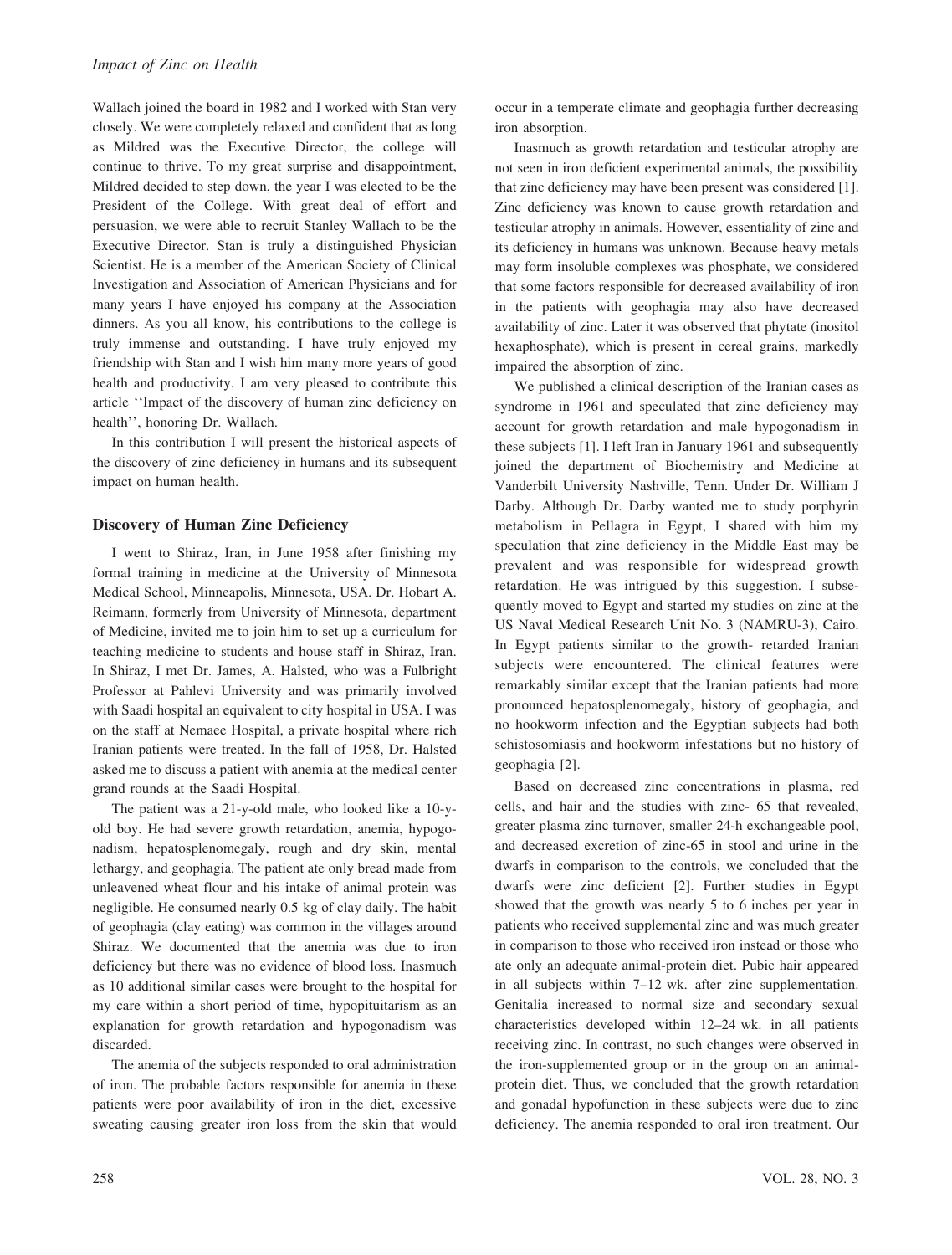Wallach joined the board in 1982 and I worked with Stan very closely. We were completely relaxed and confident that as long as Mildred was the Executive Director, the college will continue to thrive. To my great surprise and disappointment, Mildred decided to step down, the year I was elected to be the President of the College. With great deal of effort and persuasion, we were able to recruit Stanley Wallach to be the Executive Director. Stan is truly a distinguished Physician Scientist. He is a member of the American Society of Clinical Investigation and Association of American Physicians and for many years I have enjoyed his company at the Association dinners. As you all know, his contributions to the college is truly immense and outstanding. I have truly enjoyed my friendship with Stan and I wish him many more years of good health and productivity. I am very pleased to contribute this article ''Impact of the discovery of human zinc deficiency on health'', honoring Dr. Wallach.

In this contribution I will present the historical aspects of the discovery of zinc deficiency in humans and its subsequent impact on human health.

## Discovery of Human Zinc Deficiency

I went to Shiraz, Iran, in June 1958 after finishing my formal training in medicine at the University of Minnesota Medical School, Minneapolis, Minnesota, USA. Dr. Hobart A. Reimann, formerly from University of Minnesota, department of Medicine, invited me to join him to set up a curriculum for teaching medicine to students and house staff in Shiraz, Iran. In Shiraz, I met Dr. James, A. Halsted, who was a Fulbright Professor at Pahlevi University and was primarily involved with Saadi hospital an equivalent to city hospital in USA. I was on the staff at Nemaee Hospital, a private hospital where rich Iranian patients were treated. In the fall of 1958, Dr. Halsted asked me to discuss a patient with anemia at the medical center grand rounds at the Saadi Hospital.

The patient was a 21-y-old male, who looked like a 10-y-old boy. He had severe growth retardation, anemia, hypogonadism, hepatosplenomegaly, rough and dry skin, mental lethargy, and geophagia. The patient ate only bread made from unleavened wheat flour and his intake of animal protein was negligible. He consumed nearly 0.5 kg of clay daily. The habit of geophagia (clay eating) was common in the villages around Shiraz. We documented that the anemia was due to iron deficiency but there was no evidence of blood loss. Inasmuch as 10 additional similar cases were brought to the hospital for my care within a short period of time, hypopituitarism as an explanation for growth retardation and hypogonadism was discarded.

The anemia of the subjects responded to oral administration of iron. The probable factors responsible for anemia in these patients were poor availability of iron in the diet, excessive sweating causing greater iron loss from the skin that would occur in a temperate climate and geophagia further decreasing iron absorption.

Inasmuch as growth retardation and testicular atrophy are not seen in iron deficient experimental animals, the possibility that zinc deficiency may have been present was considered [1]. Zinc deficiency was known to cause growth retardation and testicular atrophy in animals. However, essentiality of zinc and its deficiency in humans was unknown. Because heavy metals may form insoluble complexes was phosphate, we considered that some factors responsible for decreased availability of iron in the patients with geophagia may also have decreased availability of zinc. Later it was observed that phytate (inositol hexaphosphate), which is present in cereal grains, markedly impaired the absorption of zinc.

We published a clinical description of the Iranian cases as syndrome in 1961 and speculated that zinc deficiency may account for growth retardation and male hypogonadism in these subjects [1]. I left Iran in January 1961 and subsequently joined the department of Biochemistry and Medicine at Vanderbilt University Nashville, Tenn. Under Dr. William J Darby. Although Dr. Darby wanted me to study porphyrin metabolism in Pellagra in Egypt, I shared with him my speculation that zinc deficiency in the Middle East may be prevalent and was responsible for widespread growth retardation. He was intrigued by this suggestion. I subsequently moved to Egypt and started my studies on zinc at the US Naval Medical Research Unit No. 3 (NAMRU-3), Cairo. In Egypt patients similar to the growth- retarded Iranian subjects were encountered. The clinical features were remarkably similar except that the Iranian patients had more pronounced hepatosplenomegaly, history of geophagia, and no hookworm infection and the Egyptian subjects had both schistosomiasis and hookworm infestations but no history of geophagia [2].

Based on decreased zinc concentrations in plasma, red cells, and hair and the studies with zinc- 65 that revealed, greater plasma zinc turnover, smaller 24-h exchangeable pool, and decreased excretion of zinc-65 in stool and urine in the dwarfs in comparison to the controls, we concluded that the dwarfs were zinc deficient [2]. Further studies in Egypt showed that the growth was nearly 5 to 6 inches per year in patients who received supplemental zinc and was much greater in comparison to those who received iron instead or those who ate only an adequate animal-protein diet. Pubic hair appeared in all subjects within 7–12 wk. after zinc supplementation. Genitalia increased to normal size and secondary sexual characteristics developed within 12–24 wk. in all patients receiving zinc. In contrast, no such changes were observed in the iron-supplemented group or in the group on an animal-protein diet. Thus, we concluded that the growth retardation and gonadal hypofunction in these subjects were due to zinc deficiency. The anemia responded to oral iron treatment. Our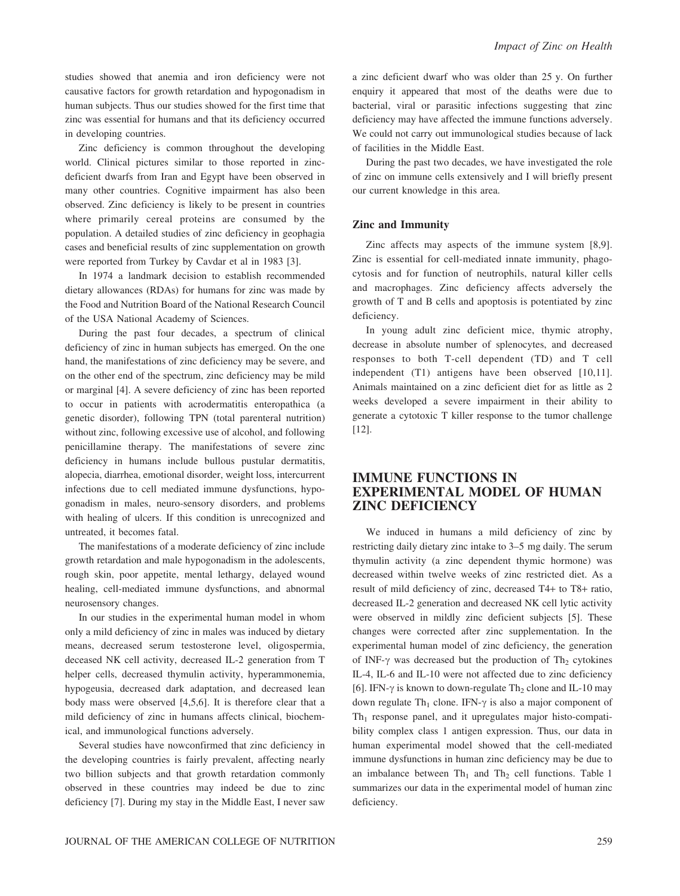studies showed that anemia and iron deficiency were not causative factors for growth retardation and hypogonadism in human subjects. Thus our studies showed for the first time that zinc was essential for humans and that its deficiency occurred in developing countries.

Zinc deficiency is common throughout the developing world. Clinical pictures similar to those reported in zinc-deficient dwarfs from Iran and Egypt have been observed in many other countries. Cognitive impairment has also been observed. Zinc deficiency is likely to be present in countries where primarily cereal proteins are consumed by the population. A detailed studies of zinc deficiency in geophagia cases and beneficial results of zinc supplementation on growth were reported from Turkey by Cavdar et al in 1983 [3].

In 1974 a landmark decision to establish recommended dietary allowances (RDAs) for humans for zinc was made by the Food and Nutrition Board of the National Research Council of the USA National Academy of Sciences.

During the past four decades, a spectrum of clinical deficiency of zinc in human subjects has emerged. On the one hand, the manifestations of zinc deficiency may be severe, and on the other end of the spectrum, zinc deficiency may be mild or marginal [4]. A severe deficiency of zinc has been reported to occur in patients with acrodermatitis enteropathica (a genetic disorder), following TPN (total parenteral nutrition) without zinc, following excessive use of alcohol, and following penicillamine therapy. The manifestations of severe zinc deficiency in humans include bullous pustular dermatitis, alopecia, diarrhea, emotional disorder, weight loss, intercurrent infections due to cell mediated immune dysfunctions, hypogonadism in males, neuro-sensory disorders, and problems with healing of ulcers. If this condition is unrecognized and untreated, it becomes fatal.

The manifestations of a moderate deficiency of zinc include growth retardation and male hypogonadism in the adolescents, rough skin, poor appetite, mental lethargy, delayed wound healing, cell-mediated immune dysfunctions, and abnormal neurosensory changes.

In our studies in the experimental human model in whom only a mild deficiency of zinc in males was induced by dietary means, decreased serum testosterone level, oligospermia, deceased NK cell activity, decreased IL-2 generation from T helper cells, decreased thymulin activity, hyperammonemia, hypogeusia, decreased dark adaptation, and decreased lean body mass were observed [4,5,6]. It is therefore clear that a mild deficiency of zinc in humans affects clinical, biochemical, and immunological functions adversely.

Several studies have nowconfirmed that zinc deficiency in the developing countries is fairly prevalent, affecting nearly two billion subjects and that growth retardation commonly observed in these countries may indeed be due to zinc deficiency [7]. During my stay in the Middle East, I never saw a zinc deficient dwarf who was older than 25 y. On further enquiry it appeared that most of the deaths were due to bacterial, viral or parasitic infections suggesting that zinc deficiency may have affected the immune functions adversely. We could not carry out immunological studies because of lack of facilities in the Middle East.

During the past two decades, we have investigated the role of zinc on immune cells extensively and I will briefly present our current knowledge in this area.

### Zinc and Immunity

Zinc affects may aspects of the immune system [8,9]. Zinc is essential for cell-mediated innate immunity, phagocytosis and for function of neutrophils, natural killer cells and macrophages. Zinc deficiency affects adversely the growth of T and B cells and apoptosis is potentiated by zinc deficiency.

In young adult zinc deficient mice, thymic atrophy, decrease in absolute number of splenocytes, and decreased responses to both T-cell dependent (TD) and T cell independent (T1) antigens have been observed [10,11]. Animals maintained on a zinc deficient diet for as little as 2 weeks developed a severe impairment in their ability to generate a cytotoxic T killer response to the tumor challenge [12].

## IMMUNE FUNCTIONS IN EXPERIMENTAL MODEL OF HUMAN ZINC DEFICIENCY

We induced in humans a mild deficiency of zinc by restricting daily dietary zinc intake to 3–5 mg daily. The serum thymulin activity (a zinc dependent thymic hormone) was decreased within twelve weeks of zinc restricted diet. As a result of mild deficiency of zinc, decreased T4+ to T8+ ratio, decreased IL-2 generation and decreased NK cell lytic activity were observed in mildly zinc deficient subjects [5]. These changes were corrected after zinc supplementation. In the experimental human model of zinc deficiency, the generation of INF-$\gamma$ was decreased but the production of $Th_2$ cytokines IL-4, IL-6 and IL-10 were not affected due to zinc deficiency [6]. IFN-$\gamma$ is known to down-regulate $Th_2$ clone and IL-10 may down regulate $Th_1$ clone. IFN-$\gamma$ is also a major component of $Th_1$ response panel, and it upregulates major histo-compatibility complex class 1 antigen expression. Thus, our data in human experimental model showed that the cell-mediated immune dysfunctions in human zinc deficiency may be due to an imbalance between $Th_1$ and $Th_2$ cell functions. Table 1 summarizes our data in the experimental model of human zinc deficiency.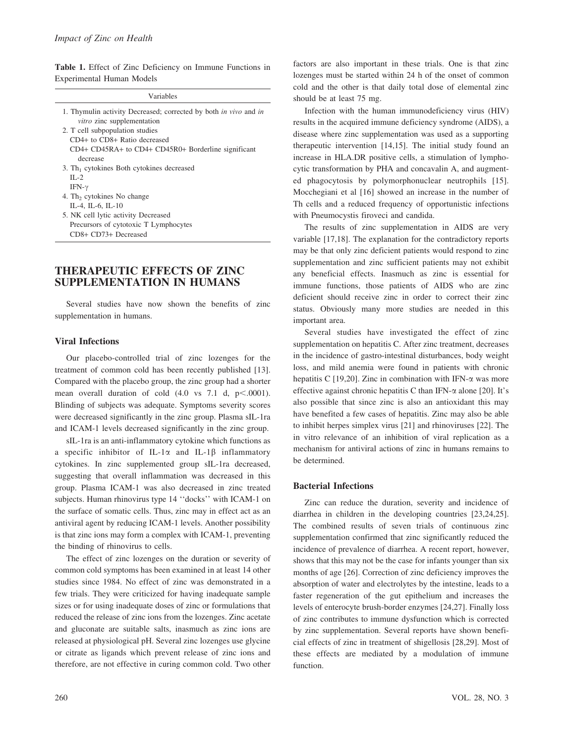**Table 1.** Effect of Zinc Deficiency on Immune Functions in Experimental Human Models

| Variables |
|---|
| 1. Thymulin activity Decreased; corrected by both *in vivo* and *in vitro* zinc supplementation |
| 2. T cell subpopulation studies |
| CD4+ to CD8+ Ratio decreased |
| CD4+ CD45RA+ to CD4+ CD45R0+ Borderline significant decrease |
| 3. $Th_1$ cytokines Both cytokines decreased |
| IL-2 |
| IFN-$\gamma$ |
| 4. $Th_2$ cytokines No change |
| IL-4, IL-6, IL-10 |
| 5. NK cell lytic activity Decreased |
| Precursors of cytotoxic T Lymphocytes |
| CD8+ CD73+ Decreased |

## THERAPEUTIC EFFECTS OF ZINC SUPPLEMENTATION IN HUMANS

Several studies have now shown the benefits of zinc supplementation in humans.

### Viral Infections

Our placebo-controlled trial of zinc lozenges for the treatment of common cold has been recently published [13]. Compared with the placebo group, the zinc group had a shorter mean overall duration of cold (4.0 vs 7.1 d, $p<.0001$). Blinding of subjects was adequate. Symptoms severity scores were decreased significantly in the zinc group. Plasma sIL-1ra and ICAM-1 levels decreased significantly in the zinc group.

sIL-1ra is an anti-inflammatory cytokine which functions as a specific inhibitor of IL-1$\alpha$ and IL-1$\beta$ inflammatory cytokines. In zinc supplemented group sIL-1ra decreased, suggesting that overall inflammation was decreased in this group. Plasma ICAM-1 was also decreased in zinc treated subjects. Human rhinovirus type 14 ''docks'' with ICAM-1 on the surface of somatic cells. Thus, zinc may in effect act as an antiviral agent by reducing ICAM-1 levels. Another possibility is that zinc ions may form a complex with ICAM-1, preventing the binding of rhinovirus to cells.

The effect of zinc lozenges on the duration or severity of common cold symptoms has been examined in at least 14 other studies since 1984. No effect of zinc was demonstrated in a few trials. They were criticized for having inadequate sample sizes or for using inadequate doses of zinc or formulations that reduced the release of zinc ions from the lozenges. Zinc acetate and gluconate are suitable salts, inasmuch as zinc ions are released at physiological pH. Several zinc lozenges use glycine or citrate as ligands which prevent release of zinc ions and therefore, are not effective in curing common cold. Two other factors are also important in these trials. One is that zinc lozenges must be started within 24 h of the onset of common cold and the other is that daily total dose of elemental zinc should be at least 75 mg.

Infection with the human immunodeficiency virus (HIV) results in the acquired immune deficiency syndrome (AIDS), a disease where zinc supplementation was used as a supporting therapeutic intervention [14,15]. The initial study found an increase in HLA.DR positive cells, a stimulation of lymphocytic transformation by PHA and concavalin A, and augmented phagocytosis by polymorphonuclear neutrophils [15]. Mocchegiani et al [16] showed an increase in the number of Th cells and a reduced frequency of opportunistic infections with Pneumocystis firoveci and candida.

The results of zinc supplementation in AIDS are very variable [17,18]. The explanation for the contradictory reports may be that only zinc deficient patients would respond to zinc supplementation and zinc sufficient patients may not exhibit any beneficial effects. Inasmuch as zinc is essential for immune functions, those patients of AIDS who are zinc deficient should receive zinc in order to correct their zinc status. Obviously many more studies are needed in this important area.

Several studies have investigated the effect of zinc supplementation on hepatitis C. After zinc treatment, decreases in the incidence of gastro-intestinal disturbances, body weight loss, and mild anemia were found in patients with chronic hepatitis C [19,20]. Zinc in combination with IFN-$\alpha$ was more effective against chronic hepatitis C than IFN-$\alpha$ alone [20]. It's also possible that since zinc is also an antioxidant this may have benefited a few cases of hepatitis. Zinc may also be able to inhibit herpes simplex virus [21] and rhinoviruses [22]. The in vitro relevance of an inhibition of viral replication as a mechanism for antiviral actions of zinc in humans remains to be determined.

### Bacterial Infections

Zinc can reduce the duration, severity and incidence of diarrhea in children in the developing countries [23,24,25]. The combined results of seven trials of continuous zinc supplementation confirmed that zinc significantly reduced the incidence of prevalence of diarrhea. A recent report, however, shows that this may not be the case for infants younger than six months of age [26]. Correction of zinc deficiency improves the absorption of water and electrolytes by the intestine, leads to a faster regeneration of the gut epithelium and increases the levels of enterocyte brush-border enzymes [24,27]. Finally loss of zinc contributes to immune dysfunction which is corrected by zinc supplementation. Several reports have shown beneficial effects of zinc in treatment of shigellosis [28,29]. Most of these effects are mediated by a modulation of immune function.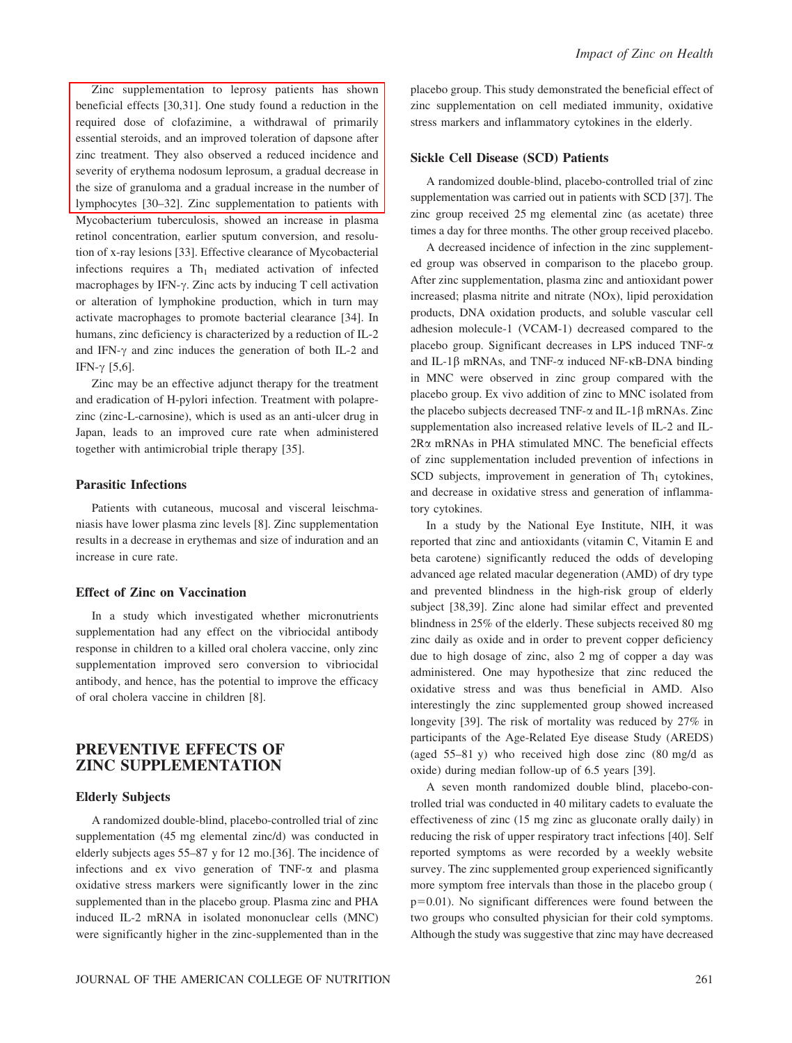Zinc supplementation to leprosy patients has shown beneficial effects [30,31]. One study found a reduction in the required dose of clofazimine, a withdrawal of primarily essential steroids, and an improved toleration of dapsone after zinc treatment. They also observed a reduced incidence and severity of erythema nodosum leprosum, a gradual decrease in the size of granuloma and a gradual increase in the number of lymphocytes [30–32]. Zinc supplementation to patients with Mycobacterium tuberculosis, showed an increase in plasma retinol concentration, earlier sputum conversion, and resolution of x-ray lesions [33]. Effective clearance of Mycobacterial infections requires a $Th_1$ mediated activation of infected macrophages by IFN-$\gamma$. Zinc acts by inducing T cell activation or alteration of lymphokine production, which in turn may activate macrophages to promote bacterial clearance [34]. In humans, zinc deficiency is characterized by a reduction of IL-2 and IFN-$\gamma$ and zinc induces the generation of both IL-2 and IFN-$\gamma$ [5,6].

Zinc may be an effective adjunct therapy for the treatment and eradication of H-pylori infection. Treatment with polaprezinc (zinc-L-carnosine), which is used as an anti-ulcer drug in Japan, leads to an improved cure rate when administered together with antimicrobial triple therapy [35].

### Parasitic Infections

Patients with cutaneous, mucosal and visceral leischmaniasis have lower plasma zinc levels [8]. Zinc supplementation results in a decrease in erythemas and size of induration and an increase in cure rate.

### Effect of Zinc on Vaccination

In a study which investigated whether micronutrients supplementation had any effect on the vibriocidal antibody response in children to a killed oral cholera vaccine, only zinc supplementation improved sero conversion to vibriocidal antibody, and hence, has the potential to improve the efficacy of oral cholera vaccine in children [8].

## PREVENTIVE EFFECTS OF ZINC SUPPLEMENTATION

### Elderly Subjects

A randomized double-blind, placebo-controlled trial of zinc supplementation (45 mg elemental zinc/d) was conducted in elderly subjects ages 55–87 y for 12 mo.[36]. The incidence of infections and ex vivo generation of TNF-$\alpha$ and plasma oxidative stress markers were significantly lower in the zinc supplemented than in the placebo group. Plasma zinc and PHA induced IL-2 mRNA in isolated mononuclear cells (MNC) were significantly higher in the zinc-supplemented than in the placebo group. This study demonstrated the beneficial effect of zinc supplementation on cell mediated immunity, oxidative stress markers and inflammatory cytokines in the elderly.

### Sickle Cell Disease (SCD) Patients

A randomized double-blind, placebo-controlled trial of zinc supplementation was carried out in patients with SCD [37]. The zinc group received 25 mg elemental zinc (as acetate) three times a day for three months. The other group received placebo.

A decreased incidence of infection in the zinc supplemented group was observed in comparison to the placebo group. After zinc supplementation, plasma zinc and antioxidant power increased; plasma nitrite and nitrate (NOx), lipid peroxidation products, DNA oxidation products, and soluble vascular cell adhesion molecule-1 (VCAM-1) decreased compared to the placebo group. Significant decreases in LPS induced TNF-$\alpha$ and IL-1$\beta$ mRNAs, and TNF-$\alpha$ induced NF-$\kappa$B-DNA binding in MNC were observed in zinc group compared with the placebo group. Ex vivo addition of zinc to MNC isolated from the placebo subjects decreased TNF-$\alpha$ and IL-1$\beta$ mRNAs. Zinc supplementation also increased relative levels of IL-2 and IL-2R$\alpha$ mRNAs in PHA stimulated MNC. The beneficial effects of zinc supplementation included prevention of infections in SCD subjects, improvement in generation of $Th_1$ cytokines, and decrease in oxidative stress and generation of inflammatory cytokines.

In a study by the National Eye Institute, NIH, it was reported that zinc and antioxidants (vitamin C, Vitamin E and beta carotene) significantly reduced the odds of developing advanced age related macular degeneration (AMD) of dry type and prevented blindness in the high-risk group of elderly subject [38,39]. Zinc alone had similar effect and prevented blindness in 25% of the elderly. These subjects received 80 mg zinc daily as oxide and in order to prevent copper deficiency due to high dosage of zinc, also 2 mg of copper a day was administered. One may hypothesize that zinc reduced the oxidative stress and was thus beneficial in AMD. Also interestingly the zinc supplemented group showed increased longevity [39]. The risk of mortality was reduced by 27% in participants of the Age-Related Eye disease Study (AREDS) (aged 55–81 y) who received high dose zinc (80 mg/d as oxide) during median follow-up of 6.5 years [39].

A seven month randomized double blind, placebo-controlled trial was conducted in 40 military cadets to evaluate the effectiveness of zinc (15 mg zinc as gluconate orally daily) in reducing the risk of upper respiratory tract infections [40]. Self reported symptoms as were recorded by a weekly website survey. The zinc supplemented group experienced significantly more symptom free intervals than those in the placebo group ( $p=0.01$). No significant differences were found between the two groups who consulted physician for their cold symptoms. Although the study was suggestive that zinc may have decreased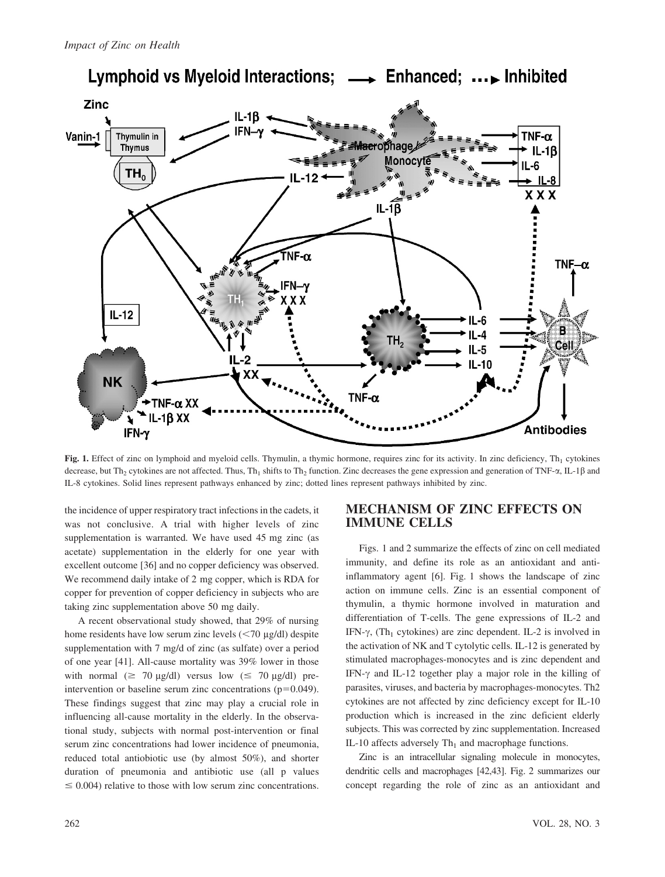Fig. 1. Effect of zinc on lymphoid and myeloid cells. Thymulin, a thymic hormone, requires zinc for its activity. In zinc deficiency, $Th_1$ cytokines decrease, but $Th_2$ cytokines are not affected. Thus, $Th_1$ shifts to $Th_2$ function. Zinc decreases the gene expression and generation of TNF-α, IL-1β and IL-8 cytokines. Solid lines represent pathways enhanced by zinc; dotted lines represent pathways inhibited by zinc.

the incidence of upper respiratory tract infections in the cadets, it was not conclusive. A trial with higher levels of zinc supplementation is warranted. We have used 45 mg zinc (as acetate) supplementation in the elderly for one year with excellent outcome [36] and no copper deficiency was observed. We recommend daily intake of 2 mg copper, which is RDA for copper for prevention of copper deficiency in subjects who are taking zinc supplementation above 50 mg daily.

A recent observational study showed, that 29% of nursing home residents have low serum zinc levels (<70 μg/dl) despite supplementation with 7 mg/d of zinc (as sulfate) over a period of one year [41]. All-cause mortality was 39% lower in those with normal (≥ 70 μg/dl) versus low (≤ 70 μg/dl) pre-intervention or baseline serum zinc concentrations ($p=0.049$). These findings suggest that zinc may play a crucial role in influencing all-cause mortality in the elderly. In the observational study, subjects with normal post-intervention or final serum zinc concentrations had lower incidence of pneumonia, reduced total antiobiotic use (by almost 50%), and shorter duration of pneumonia and antibiotic use (all p values $\leq 0.004$) relative to those with low serum zinc concentrations.

## MECHANISM OF ZINC EFFECTS ON IMMUNE CELLS

Figs. 1 and 2 summarize the effects of zinc on cell mediated immunity, and define its role as an antioxidant and anti-inflammatory agent [6]. Fig. 1 shows the landscape of zinc action on immune cells. Zinc is an essential component of thymulin, a thymic hormone involved in maturation and differentiation of T-cells. The gene expressions of IL-2 and IFN-γ, ($Th_1$ cytokines) are zinc dependent. IL-2 is involved in the activation of NK and T cytolytic cells. IL-12 is generated by stimulated macrophages-monocytes and is zinc dependent and IFN-γ and IL-12 together play a major role in the killing of parasites, viruses, and bacteria by macrophages-monocytes. Th2 cytokines are not affected by zinc deficiency except for IL-10 production which is increased in the zinc deficient elderly subjects. This was corrected by zinc supplementation. Increased IL-10 affects adversely $Th_1$ and macrophage functions.

Zinc is an intracellular signaling molecule in monocytes, dendritic cells and macrophages [42,43]. Fig. 2 summarizes our concept regarding the role of zinc as an antioxidant and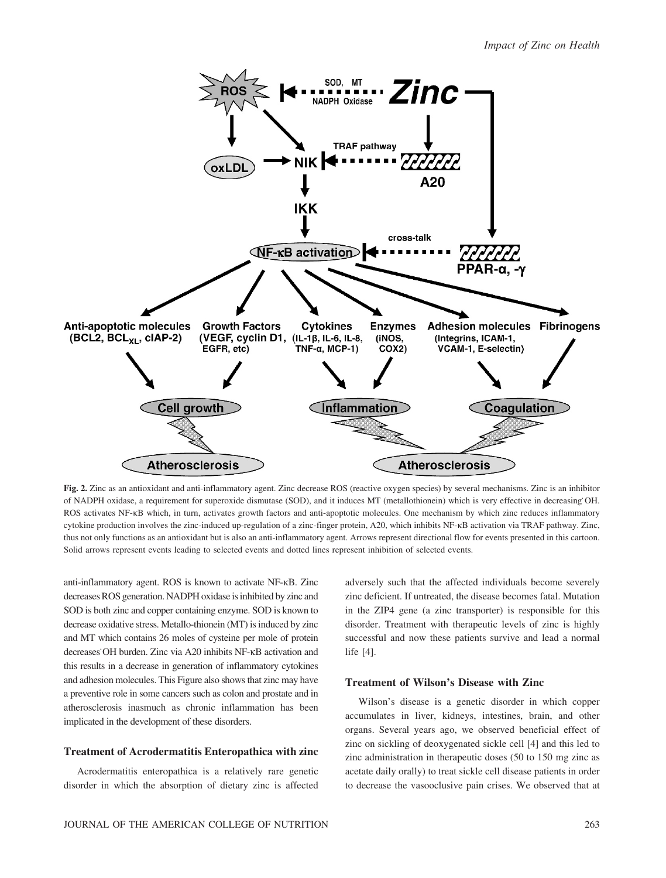**Fig. 2.** Zinc as an antioxidant and anti-inflammatory agent. Zinc decrease ROS (reactive oxygen species) by several mechanisms. Zinc is an inhibitor of NADPH oxidase, a requirement for superoxide dismutase (SOD), and it induces MT (metallothionein) which is very effective in decreasing˙OH. ROS activates NF-κB which, in turn, activates growth factors and anti-apoptotic molecules. One mechanism by which zinc reduces inflammatory cytokine production involves the zinc-induced up-regulation of a zinc-finger protein, A20, which inhibits NF-κB activation via TRAF pathway. Zinc, thus not only functions as an antioxidant but is also an anti-inflammatory agent. Arrows represent directional flow for events presented in this cartoon. Solid arrows represent events leading to selected events and dotted lines represent inhibition of selected events.

anti-inflammatory agent. ROS is known to activate NF-κB. Zinc decreases ROS generation. NADPH oxidase is inhibited by zinc and SOD is both zinc and copper containing enzyme. SOD is known to decrease oxidative stress. Metallo-thionein (MT) is induced by zinc and MT which contains 26 moles of cysteine per mole of protein decreases˙OH burden. Zinc via A20 inhibits NF-κB activation and this results in a decrease in generation of inflammatory cytokines and adhesion molecules. This Figure also shows that zinc may have a preventive role in some cancers such as colon and prostate and in atherosclerosis inasmuch as chronic inflammation has been implicated in the development of these disorders.

### Treatment of Acrodermatitis Enteropathica with zinc

Acrodermatitis enteropathica is a relatively rare genetic disorder in which the absorption of dietary zinc is affected adversely such that the affected individuals become severely zinc deficient. If untreated, the disease becomes fatal. Mutation in the ZIP4 gene (a zinc transporter) is responsible for this disorder. Treatment with therapeutic levels of zinc is highly successful and now these patients survive and lead a normal life [4].

### Treatment of Wilson's Disease with Zinc

Wilson's disease is a genetic disorder in which copper accumulates in liver, kidneys, intestines, brain, and other organs. Several years ago, we observed beneficial effect of zinc on sickling of deoxygenated sickle cell [4] and this led to zinc administration in therapeutic doses (50 to 150 mg zinc as acetate daily orally) to treat sickle cell disease patients in order to decrease the vasooclusive pain crises. We observed that at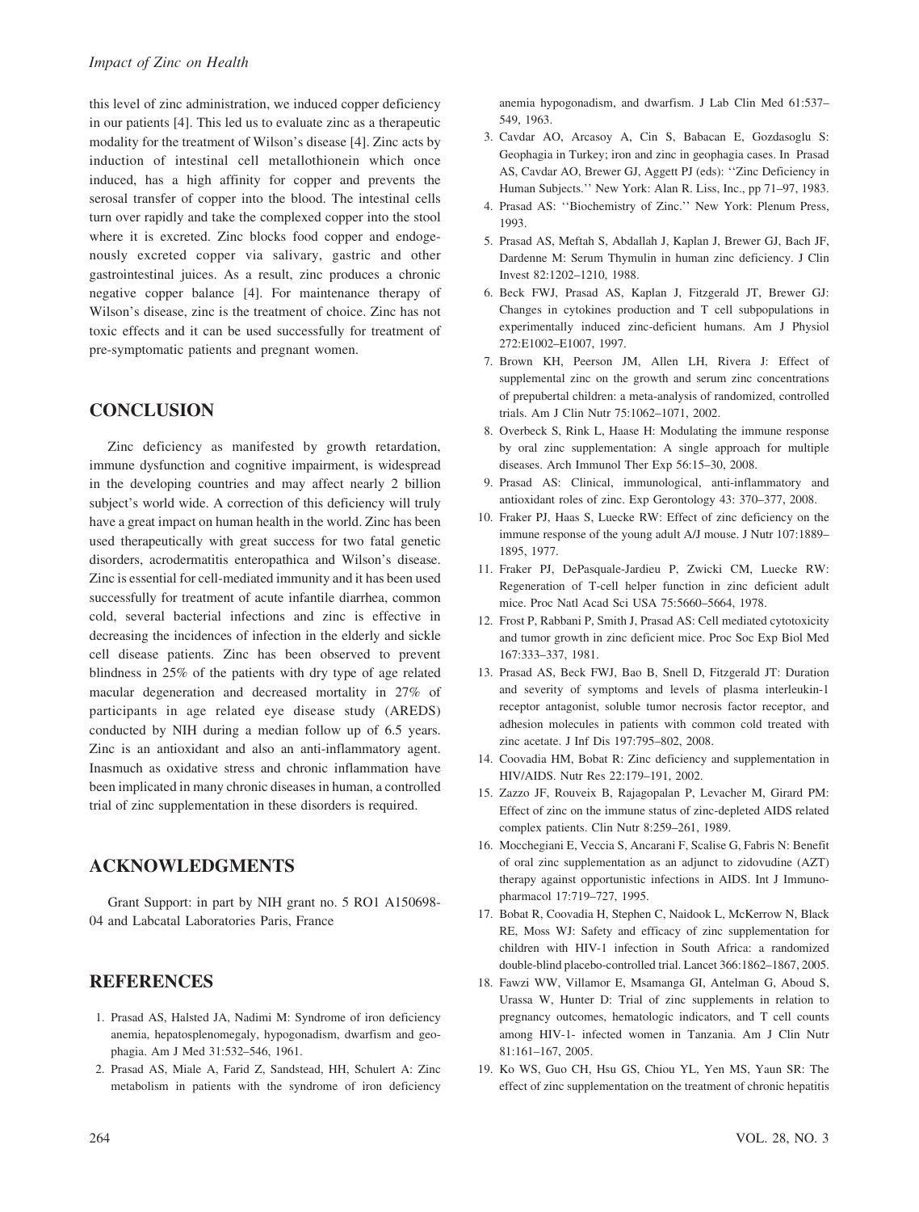this level of zinc administration, we induced copper deficiency in our patients [4]. This led us to evaluate zinc as a therapeutic modality for the treatment of Wilson's disease [4]. Zinc acts by induction of intestinal cell metallothionein which once induced, has a high affinity for copper and prevents the serosal transfer of copper into the blood. The intestinal cells turn over rapidly and take the complexed copper into the stool where it is excreted. Zinc blocks food copper and endogenously excreted copper via salivary, gastric and other gastrointestinal juices. As a result, zinc produces a chronic negative copper balance [4]. For maintenance therapy of Wilson's disease, zinc is the treatment of choice. Zinc has not toxic effects and it can be used successfully for treatment of pre-symptomatic patients and pregnant women.

## CONCLUSION

Zinc deficiency as manifested by growth retardation, immune dysfunction and cognitive impairment, is widespread in the developing countries and may affect nearly 2 billion subject's world wide. A correction of this deficiency will truly have a great impact on human health in the world. Zinc has been used therapeutically with great success for two fatal genetic disorders, acrodermatitis enteropathica and Wilson's disease. Zinc is essential for cell-mediated immunity and it has been used successfully for treatment of acute infantile diarrhea, common cold, several bacterial infections and zinc is effective in decreasing the incidences of infection in the elderly and sickle cell disease patients. Zinc has been observed to prevent blindness in 25% of the patients with dry type of age related macular degeneration and decreased mortality in 27% of participants in age related eye disease study (AREDS) conducted by NIH during a median follow up of 6.5 years. Zinc is an antioxidant and also an anti-inflammatory agent. Inasmuch as oxidative stress and chronic inflammation have been implicated in many chronic diseases in human, a controlled trial of zinc supplementation in these disorders is required.

## ACKNOWLEDGMENTS

Grant Support: in part by NIH grant no. 5 RO1 A150698-04 and Labcatal Laboratories Paris, France

## REFERENCES

1. Prasad AS, Halsted JA, Nadimi M: Syndrome of iron deficiency anemia, hepatosplenomegaly, hypogonadism, dwarfism and geophagia. Am J Med 31:532–546, 1961.
2. Prasad AS, Miale A, Farid Z, Sandstead, HH, Schulert A: Zinc metabolism in patients with the syndrome of iron deficiency anemia hypogonadism, and dwarfism. J Lab Clin Med 61:537–549, 1963.
3. Cavdar AO, Arcasoy A, Cin S, Babacan E, Gozdasoglu S: Geophagia in Turkey; iron and zinc in geophagia cases. In Prasad AS, Cavdar AO, Brewer GJ, Aggett PJ (eds): ''Zinc Deficiency in Human Subjects.'' New York: Alan R. Liss, Inc., pp 71–97, 1983.
4. Prasad AS: ''Biochemistry of Zinc.'' New York: Plenum Press, 1993.
5. Prasad AS, Meftah S, Abdallah J, Kaplan J, Brewer GJ, Bach JF, Dardenne M: Serum Thymulin in human zinc deficiency. J Clin Invest 82:1202–1210, 1988.
6. Beck FWJ, Prasad AS, Kaplan J, Fitzgerald JT, Brewer GJ: Changes in cytokines production and T cell subpopulations in experimentally induced zinc-deficient humans. Am J Physiol 272:E1002–E1007, 1997.
7. Brown KH, Peerson JM, Allen LH, Rivera J: Effect of supplemental zinc on the growth and serum zinc concentrations of prepubertal children: a meta-analysis of randomized, controlled trials. Am J Clin Nutr 75:1062–1071, 2002.
8. Overbeck S, Rink L, Haase H: Modulating the immune response by oral zinc supplementation: A single approach for multiple diseases. Arch Immunol Ther Exp 56:15–30, 2008.
9. Prasad AS: Clinical, immunological, anti-inflammatory and antioxidant roles of zinc. Exp Gerontology 43: 370–377, 2008.
10. Fraker PJ, Haas S, Luecke RW: Effect of zinc deficiency on the immune response of the young adult A/J mouse. J Nutr 107:1889–1895, 1977.
11. Fraker PJ, DePasquale-Jardieu P, Zwicki CM, Luecke RW: Regeneration of T-cell helper function in zinc deficient adult mice. Proc Natl Acad Sci USA 75:5660–5664, 1978.
12. Frost P, Rabbani P, Smith J, Prasad AS: Cell mediated cytotoxicity and tumor growth in zinc deficient mice. Proc Soc Exp Biol Med 167:333–337, 1981.
13. Prasad AS, Beck FWJ, Bao B, Snell D, Fitzgerald JT: Duration and severity of symptoms and levels of plasma interleukin-1 receptor antagonist, soluble tumor necrosis factor receptor, and adhesion molecules in patients with common cold treated with zinc acetate. J Inf Dis 197:795–802, 2008.
14. Coovadia HM, Bobat R: Zinc deficiency and supplementation in HIV/AIDS. Nutr Res 22:179–191, 2002.
15. Zazzo JF, Rouveix B, Rajagopalan P, Levacher M, Girard PM: Effect of zinc on the immune status of zinc-depleted AIDS related complex patients. Clin Nutr 8:259–261, 1989.
16. Mocchegiani E, Veccia S, Ancarani F, Scalise G, Fabris N: Benefit of oral zinc supplementation as an adjunct to zidovudine (AZT) therapy against opportunistic infections in AIDS. Int J Immunopharmacol 17:719–727, 1995.
17. Bobat R, Coovadia H, Stephen C, Naidook L, McKerrow N, Black RE, Moss WJ: Safety and efficacy of zinc supplementation for children with HIV-1 infection in South Africa: a randomized double-blind placebo-controlled trial. Lancet 366:1862–1867, 2005.
18. Fawzi WW, Villamor E, Msamanga GI, Antelman G, Aboud S, Urassa W, Hunter D: Trial of zinc supplements in relation to pregnancy outcomes, hematologic indicators, and T cell counts among HIV-1- infected women in Tanzania. Am J Clin Nutr 81:161–167, 2005.
19. Ko WS, Guo CH, Hsu GS, Chiou YL, Yen MS, Yaun SR: The effect of zinc supplementation on the treatment of chronic hepatitis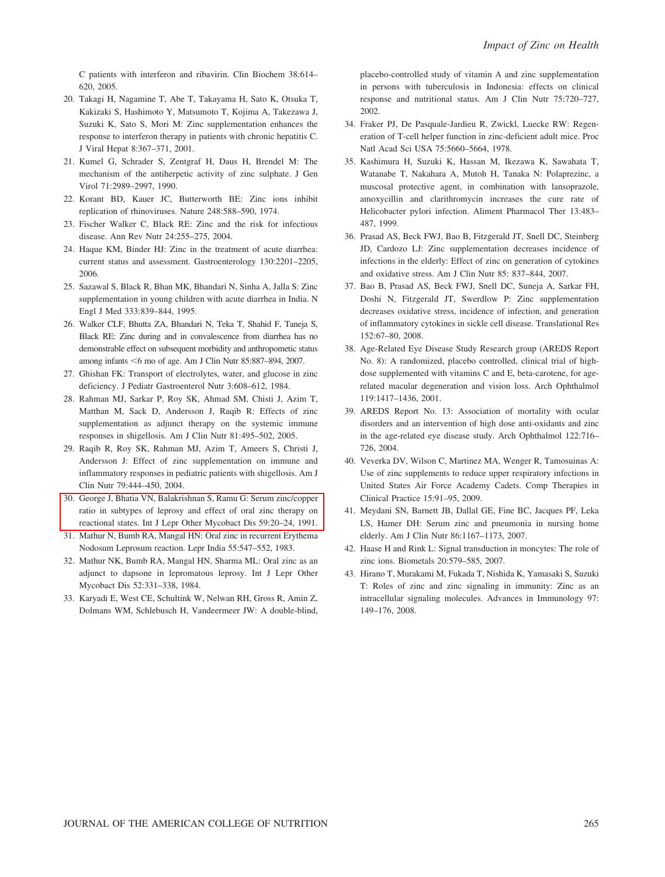C patients with interferon and ribavirin. Clin Biochem 38:614–620, 2005.

20. Takagi H, Nagamine T, Abe T, Takayama H, Sato K, Otsuka T, Kakizaki S, Hashimoto Y, Matsumoto T, Kojima A, Takezawa J, Suzuki K, Sato S, Mori M: Zinc supplementation enhances the response to interferon therapy in patients with chronic hepatitis C. J Viral Hepat 8:367–371, 2001.
21. Kumel G, Schrader S, Zentgraf H, Daus H, Brendel M: The mechanism of the antiherpetic activity of zinc sulphate. J Gen Virol 71:2989–2997, 1990.
22. Korant BD, Kauer JC, Butterworth BE: Zinc ions inhibit replication of rhinoviruses. Nature 248:588–590, 1974.
23. Fischer Walker C, Black RE: Zinc and the risk for infectious disease. Ann Rev Nutr 24:255–275, 2004.
24. Haque KM, Binder HJ: Zinc in the treatment of acute diarrhea: current status and assessment. Gastroenterology 130:2201–2205, 2006.
25. Sazawal S, Black R, Bhan MK, Bhandari N, Sinha A, Jalla S: Zinc supplementation in young children with acute diarrhea in India. N Engl J Med 333:839–844, 1995.
26. Walker CLF, Bhutta ZA, Bhandari N, Teka T, Shahid F, Taneja S, Black RE: Zinc during and in convalescence from diarrhea has no demonstrable effect on subsequent morbidity and anthropometic status among infants <6 mo of age. Am J Clin Nutr 85:887–894, 2007.
27. Ghishan FK: Transport of electrolytes, water, and glucose in zinc deficiency. J Pediatr Gastroenterol Nutr 3:608–612, 1984.
28. Rahman MJ, Sarkar P, Roy SK, Ahmad SM, Chisti J, Azim T, Matthan M, Sack D, Andersson J, Raqib R: Effects of zinc supplementation as adjunct therapy on the systemic immune responses in shigellosis. Am J Clin Nutr 81:495–502, 2005.
29. Raqib R, Roy SK, Rahman MJ, Azim T, Ameers S, Christi J, Andersson J: Effect of zinc supplementation on immune and inflammatory responses in pediatric patients with shigellosis. Am J Clin Nutr 79:444–450, 2004.
30. George J, Bhatia VN, Balakrishnan S, Ramu G: Serum zinc/copper ratio in subtypes of leprosy and effect of oral zinc therapy on reactional states. Int J Lepr Other Mycobact Dis 59:20–24, 1991.
31. Mathur N, Bumb RA, Mangal HN: Oral zinc in recurrent Erythema Nodosum Leprosum reaction. Lepr India 55:547–552, 1983.
32. Mathur NK, Bumb RA, Mangal HN, Sharma ML: Oral zinc as an adjunct to dapsone in lepromatous leprosy. Int J Lepr Other Mycobact Dis 52:331–338, 1984.
33. Karyadi E, West CE, Schultink W, Nelwan RH, Gross R, Amin Z, Dolmans WM, Schlebusch H, Vandeermeer JW: A double-blind, placebo-controlled study of vitamin A and zinc supplementation in persons with tuberculosis in Indonesia: effects on clinical response and nutritional status. Am J Clin Nutr 75:720–727, 2002.
34. Fraker PJ, De Pasquale-Jardieu R, Zwickl, Luecke RW: Regeneration of T-cell helper function in zinc-deficient adult mice. Proc Natl Acad Sci USA 75:5660–5664, 1978.
35. Kashimura H, Suzuki K, Hassan M, Ikezawa K, Sawahata T, Watanabe T, Nakahara A, Mutoh H, Tanaka N: Polaprezinc, a muscosal protective agent, in combination with lansoprazole, amoxycillin and clarithromycin increases the cure rate of Helicobacter pylori infection. Aliment Pharmacol Ther 13:483–487, 1999.
36. Prasad AS, Beck FWJ, Bao B, Fitzgerald JT, Snell DC, Steinberg JD, Cardozo LJ: Zinc supplementation decreases incidence of infections in the elderly: Effect of zinc on generation of cytokines and oxidative stress. Am J Clin Nutr 85: 837–844, 2007.
37. Bao B, Prasad AS, Beck FWJ, Snell DC, Suneja A, Sarkar FH, Doshi N, Fitzgerald JT, Swerdlow P: Zinc supplementation decreases oxidative stress, incidence of infection, and generation of inflammatory cytokines in sickle cell disease. Translational Res 152:67–80, 2008.
38. Age-Related Eye Disease Study Research group (AREDS Report No. 8): A randomized, placebo controlled, clinical trial of high-dose supplemented with vitamins C and E, beta-carotene, for age-related macular degeneration and vision loss. Arch Ophthalmol 119:1417–1436, 2001.
39. AREDS Report No. 13: Association of mortality with ocular disorders and an intervention of high dose anti-oxidants and zinc in the age-related eye disease study. Arch Ophthalmol 122:716–726, 2004.
40. Veverka DV, Wilson C, Martinez MA, Wenger R, Tamosuinas A: Use of zinc supplements to reduce upper respiratory infections in United States Air Force Academy Cadets. Comp Therapies in Clinical Practice 15:91–95, 2009.
41. Meydani SN, Barnett JB, Dallal GE, Fine BC, Jacques PF, Leka LS, Hamer DH: Serum zinc and pneumonia in nursing home elderly. Am J Clin Nutr 86:1167–1173, 2007.
42. Haase H and Rink L: Signal transduction in moncytes: The role of zinc ions. Biometals 20:579–585, 2007.
43. Hirano T, Murakami M, Fukada T, Nishida K, Yamasaki S, Suzuki T: Roles of zinc and zinc signaling in immunity: Zinc as an intracellular signaling molecules. Advances in Immunology 97: 149–176, 2008.